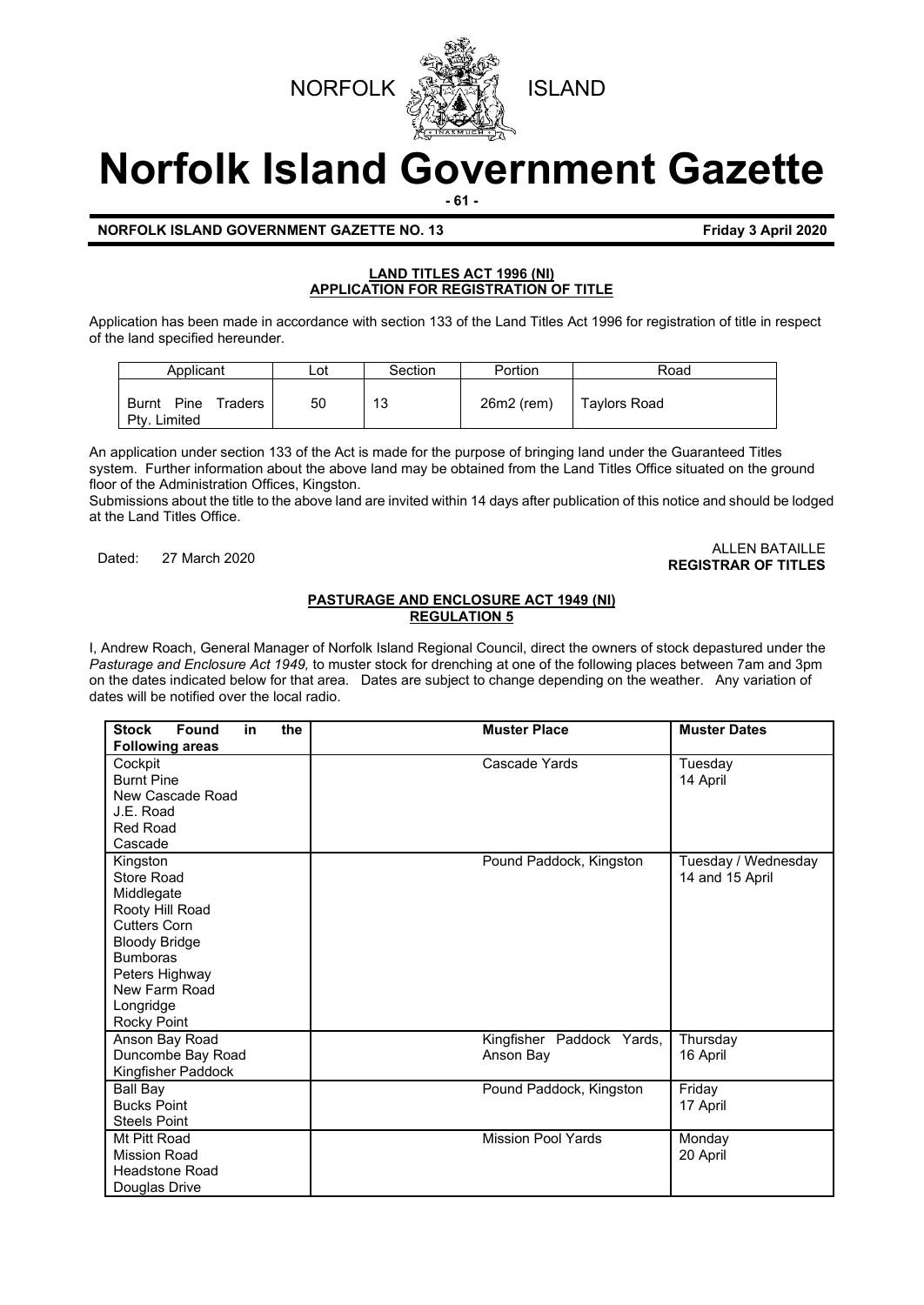NORFOLK ISLAND

# Norfolk Island Government Gazette

**NORFOLK ISLAND GOVERNMENT GAZETTE NO. 13** **Friday 3 April 2020**

## LAND TITLES ACT 1996 (NI)
## APPLICATION FOR REGISTRATION OF TITLE

Application has been made in accordance with section 133 of the Land Titles Act 1996 for registration of title in respect of the land specified hereunder.

| Applicant | Lot | Section | Portion | Road |
|---|---|---|---|---|
| Burnt Pine Traders Pty. Limited | 50 | 13 | 26m2 (rem) | Taylors Road |

An application under section 133 of the Act is made for the purpose of bringing land under the Guaranteed Titles system. Further information about the above land may be obtained from the Land Titles Office situated on the ground floor of the Administration Offices, Kingston.

Submissions about the title to the above land are invited within 14 days after publication of this notice and should be lodged at the Land Titles Office.

Dated: 27 March 2020

ALLEN BATAILLE
**REGISTRAR OF TITLES**

## PASTURAGE AND ENCLOSURE ACT 1949 (NI)
## REGULATION 5

I, Andrew Roach, General Manager of Norfolk Island Regional Council, direct the owners of stock depastured under the *Pasturage and Enclosure Act 1949,* to muster stock for drenching at one of the following places between 7am and 3pm on the dates indicated below for that area. Dates are subject to change depending on the weather. Any variation of dates will be notified over the local radio.

| Stock Found in the Following areas | Muster Place | Muster Dates |
|---|---|---|
| Cockpit<br>Burnt Pine<br>New Cascade Road<br>J.E. Road<br>Red Road<br>Cascade | Cascade Yards | Tuesday<br>14 April |
| Kingston<br>Store Road<br>Middlegate<br>Rooty Hill Road<br>Cutters Corn<br>Bloody Bridge<br>Bumboras<br>Peters Highway<br>New Farm Road<br>Longridge<br>Rocky Point | Pound Paddock, Kingston | Tuesday / Wednesday<br>14 and 15 April |
| Anson Bay Road<br>Duncombe Bay Road<br>Kingfisher Paddock | Kingfisher Paddock Yards, Anson Bay | Thursday<br>16 April |
| Ball Bay<br>Bucks Point<br>Steels Point | Pound Paddock, Kingston | Friday<br>17 April |
| Mt Pitt Road<br>Mission Road<br>Headstone Road<br>Douglas Drive | Mission Pool Yards | Monday<br>20 April |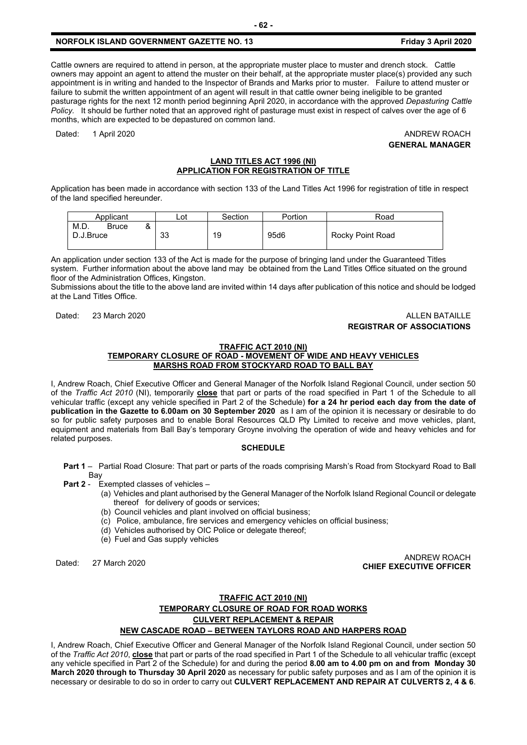Cattle owners are required to attend in person, at the appropriate muster place to muster and drench stock. Cattle owners may appoint an agent to attend the muster on their behalf, at the appropriate muster place(s) provided any such appointment is in writing and handed to the Inspector of Brands and Marks prior to muster. Failure to attend muster or failure to submit the written appointment of an agent will result in that cattle owner being ineligible to be granted pasturage rights for the next 12 month period beginning April 2020, in accordance with the approved *Depasturing Cattle Policy.* It should be further noted that an approved right of pasturage must exist in respect of calves over the age of 6 months, which are expected to be depastured on common land.

Dated: 1 April 2020

ANDREW ROACH
**GENERAL MANAGER**

**LAND TITLES ACT 1996 (NI)**
**APPLICATION FOR REGISTRATION OF TITLE**

Application has been made in accordance with section 133 of the Land Titles Act 1996 for registration of title in respect of the land specified hereunder.

| Applicant | Lot | Section | Portion | Road |
|---|---|---|---|---|
| M.D. Bruce & D.J.Bruce | 33 | 19 | 95d6 | Rocky Point Road |

An application under section 133 of the Act is made for the purpose of bringing land under the Guaranteed Titles system. Further information about the above land may be obtained from the Land Titles Office situated on the ground floor of the Administration Offices, Kingston.

Submissions about the title to the above land are invited within 14 days after publication of this notice and should be lodged at the Land Titles Office.

Dated: 23 March 2020

ALLEN BATAILLE
**REGISTRAR OF ASSOCIATIONS**

**TRAFFIC ACT 2010 (NI)**
**TEMPORARY CLOSURE OF ROAD - MOVEMENT OF WIDE AND HEAVY VEHICLES**
**MARSHS ROAD FROM STOCKYARD ROAD TO BALL BAY**

I, Andrew Roach, Chief Executive Officer and General Manager of the Norfolk Island Regional Council, under section 50 of the *Traffic Act 2010* (NI), temporarily **close** that part or parts of the road specified in Part 1 of the Schedule to all vehicular traffic (except any vehicle specified in Part 2 of the Schedule) **for a 24 hr period each day from the date of publication in the Gazette to 6.00am on 30 September 2020** as I am of the opinion it is necessary or desirable to do so for public safety purposes and to enable Boral Resources QLD Pty Limited to receive and move vehicles, plant, equipment and materials from Ball Bay's temporary Groyne involving the operation of wide and heavy vehicles and for related purposes.

**SCHEDULE**

- **Part 1** – Partial Road Closure: That part or parts of the roads comprising Marsh's Road from Stockyard Road to Ball Bay
- **Part 2** - Exempted classes of vehicles –
  - (a) Vehicles and plant authorised by the General Manager of the Norfolk Island Regional Council or delegate thereof for delivery of goods or services;
  - (b) Council vehicles and plant involved on official business;
  - (c) Police, ambulance, fire services and emergency vehicles on official business;
  - (d) Vehicles authorised by OIC Police or delegate thereof;
  - (e) Fuel and Gas supply vehicles

Dated: 27 March 2020

ANDREW ROACH
**CHIEF EXECUTIVE OFFICER**

**TRAFFIC ACT 2010 (NI)**
**TEMPORARY CLOSURE OF ROAD FOR ROAD WORKS**
**CULVERT REPLACEMENT & REPAIR**
**NEW CASCADE ROAD – BETWEEN TAYLORS ROAD AND HARPERS ROAD**

I, Andrew Roach, Chief Executive Officer and General Manager of the Norfolk Island Regional Council, under section 50 of the *Traffic Act 2010*, **close** that part or parts of the road specified in Part 1 of the Schedule to all vehicular traffic (except any vehicle specified in Part 2 of the Schedule) for and during the period **8.00 am to 4.00 pm on and from Monday 30 March 2020 through to Thursday 30 April 2020** as necessary for public safety purposes and as I am of the opinion it is necessary or desirable to do so in order to carry out **CULVERT REPLACEMENT AND REPAIR AT CULVERTS 2, 4 & 6**.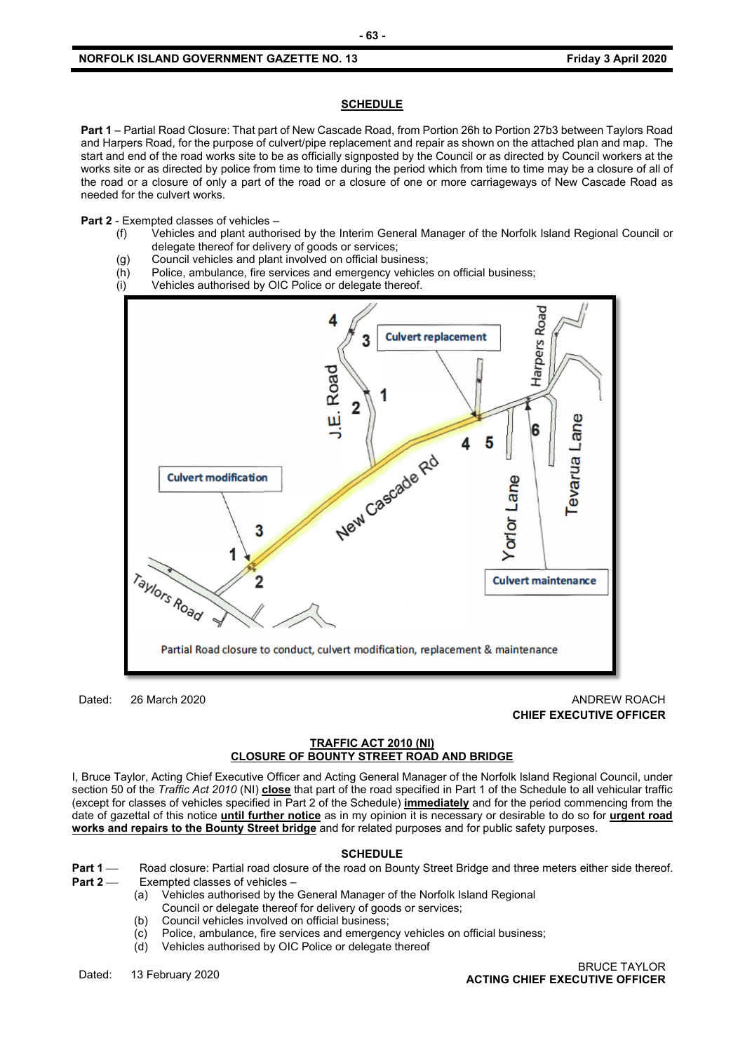**SCHEDULE**

**Part 1** – Partial Road Closure: That part of New Cascade Road, from Portion 26h to Portion 27b3 between Taylors Road and Harpers Road, for the purpose of culvert/pipe replacement and repair as shown on the attached plan and map. The start and end of the road works site to be as officially signposted by the Council or as directed by Council workers at the works site or as directed by police from time to time during the period which from time to time may be a closure of all of the road or a closure of only a part of the road or a closure of one or more carriageways of New Cascade Road as needed for the culvert works.

**Part 2** - Exempted classes of vehicles –

(f) Vehicles and plant authorised by the Interim General Manager of the Norfolk Island Regional Council or delegate thereof for delivery of goods or services;
(g) Council vehicles and plant involved on official business;
(h) Police, ambulance, fire services and emergency vehicles on official business;
(i) Vehicles authorised by OIC Police or delegate thereof.

Partial Road closure to conduct, culvert modification, replacement & maintenance

Dated: 26 March 2020

ANDREW ROACH
**CHIEF EXECUTIVE OFFICER**

**TRAFFIC ACT 2010 (NI)**
**CLOSURE OF BOUNTY STREET ROAD AND BRIDGE**

I, Bruce Taylor, Acting Chief Executive Officer and Acting General Manager of the Norfolk Island Regional Council, under section 50 of the *Traffic Act 2010* (NI) **close** that part of the road specified in Part 1 of the Schedule to all vehicular traffic (except for classes of vehicles specified in Part 2 of the Schedule) **immediately** and for the period commencing from the date of gazettal of this notice **until further notice** as in my opinion it is necessary or desirable to do so for **urgent road works and repairs to the Bounty Street bridge** and for related purposes and for public safety purposes.

**SCHEDULE**

**Part 1** — Road closure: Partial road closure of the road on Bounty Street Bridge and three meters either side thereof.

**Part 2** — Exempted classes of vehicles –

(a) Vehicles authorised by the General Manager of the Norfolk Island Regional Council or delegate thereof for delivery of goods or services;
(b) Council vehicles involved on official business;
(c) Police, ambulance, fire services and emergency vehicles on official business;
(d) Vehicles authorised by OIC Police or delegate thereof

Dated: 13 February 2020

BRUCE TAYLOR
**ACTING CHIEF EXECUTIVE OFFICER**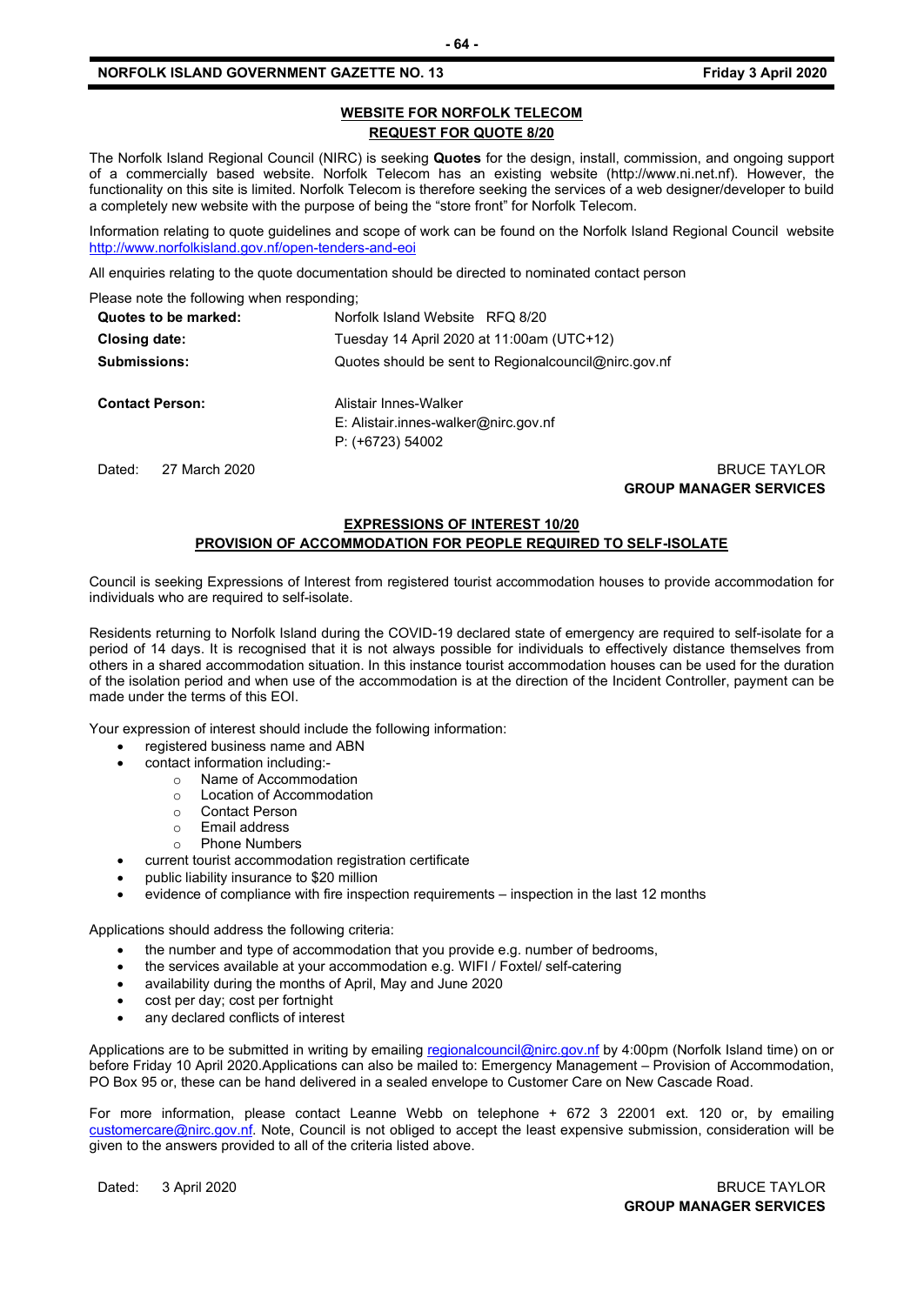## WEBSITE FOR NORFOLK TELECOM
## REQUEST FOR QUOTE 8/20

The Norfolk Island Regional Council (NIRC) is seeking **Quotes** for the design, install, commission, and ongoing support of a commercially based website. Norfolk Telecom has an existing website (http://www.ni.net.nf). However, the functionality on this site is limited. Norfolk Telecom is therefore seeking the services of a web designer/developer to build a completely new website with the purpose of being the "store front" for Norfolk Telecom.

Information relating to quote guidelines and scope of work can be found on the Norfolk Island Regional Council website http://www.norfolkisland.gov.nf/open-tenders-and-eoi

All enquiries relating to the quote documentation should be directed to nominated contact person

Please note the following when responding;

| | |
|---|---|
| **Quotes to be marked:** | Norfolk Island Website RFQ 8/20 |
| **Closing date:** | Tuesday 14 April 2020 at 11:00am (UTC+12) |
| **Submissions:** | Quotes should be sent to Regionalcouncil@nirc.gov.nf |
| **Contact Person:** | Alistair Innes-Walker<br>E: Alistair.innes-walker@nirc.gov.nf<br>P: (+6723) 54002 |

Dated: 27 March 2020

BRUCE TAYLOR
**GROUP MANAGER SERVICES**

## EXPRESSIONS OF INTEREST 10/20
## PROVISION OF ACCOMMODATION FOR PEOPLE REQUIRED TO SELF-ISOLATE

Council is seeking Expressions of Interest from registered tourist accommodation houses to provide accommodation for individuals who are required to self-isolate.

Residents returning to Norfolk Island during the COVID-19 declared state of emergency are required to self-isolate for a period of 14 days. It is recognised that it is not always possible for individuals to effectively distance themselves from others in a shared accommodation situation. In this instance tourist accommodation houses can be used for the duration of the isolation period and when use of the accommodation is at the direction of the Incident Controller, payment can be made under the terms of this EOI.

Your expression of interest should include the following information:

- registered business name and ABN
- contact information including:-
  - Name of Accommodation
  - Location of Accommodation
  - Contact Person
  - Email address
  - Phone Numbers
- current tourist accommodation registration certificate
- public liability insurance to $20 million
- evidence of compliance with fire inspection requirements – inspection in the last 12 months

Applications should address the following criteria:

- the number and type of accommodation that you provide e.g. number of bedrooms,
- the services available at your accommodation e.g. WIFI / Foxtel/ self-catering
- availability during the months of April, May and June 2020
- cost per day; cost per fortnight
- any declared conflicts of interest

Applications are to be submitted in writing by emailing regionalcouncil@nirc.gov.nf by 4:00pm (Norfolk Island time) on or before Friday 10 April 2020.Applications can also be mailed to: Emergency Management – Provision of Accommodation, PO Box 95 or, these can be hand delivered in a sealed envelope to Customer Care on New Cascade Road.

For more information, please contact Leanne Webb on telephone + 672 3 22001 ext. 120 or, by emailing customercare@nirc.gov.nf. Note, Council is not obliged to accept the least expensive submission, consideration will be given to the answers provided to all of the criteria listed above.

Dated: 3 April 2020

BRUCE TAYLOR
**GROUP MANAGER SERVICES**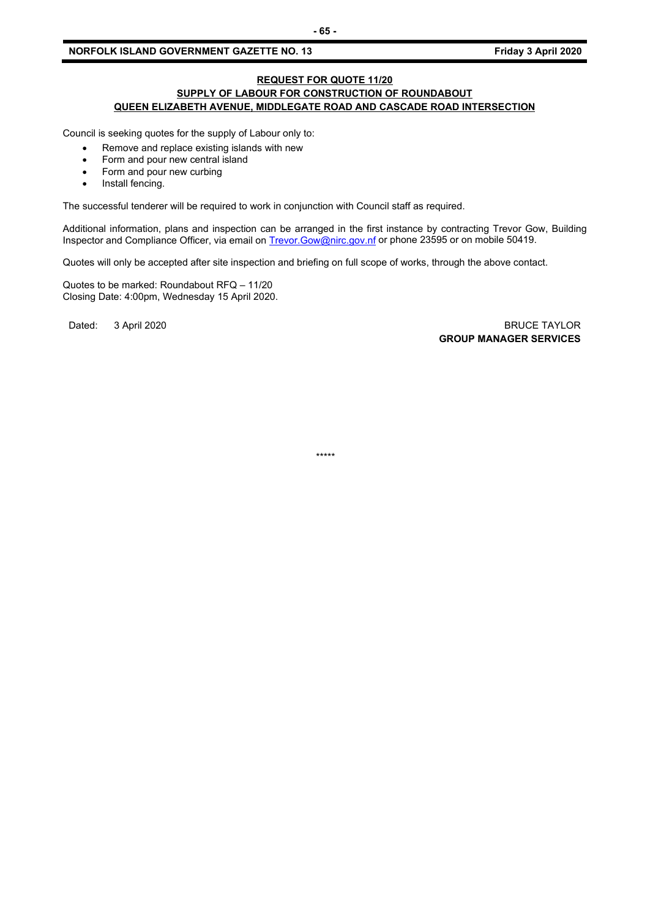## REQUEST FOR QUOTE 11/20

## SUPPLY OF LABOUR FOR CONSTRUCTION OF ROUNDABOUT

## QUEEN ELIZABETH AVENUE, MIDDLEGATE ROAD AND CASCADE ROAD INTERSECTION

Council is seeking quotes for the supply of Labour only to:

- Remove and replace existing islands with new
- Form and pour new central island
- Form and pour new curbing
- Install fencing.

The successful tenderer will be required to work in conjunction with Council staff as required.

Additional information, plans and inspection can be arranged in the first instance by contracting Trevor Gow, Building Inspector and Compliance Officer, via email on Trevor.Gow@nirc.gov.nf or phone 23595 or on mobile 50419.

Quotes will only be accepted after site inspection and briefing on full scope of works, through the above contact.

Quotes to be marked: Roundabout RFQ – 11/20
Closing Date: 4:00pm, Wednesday 15 April 2020.

Dated: 3 April 2020

BRUCE TAYLOR
**GROUP MANAGER SERVICES**

*****